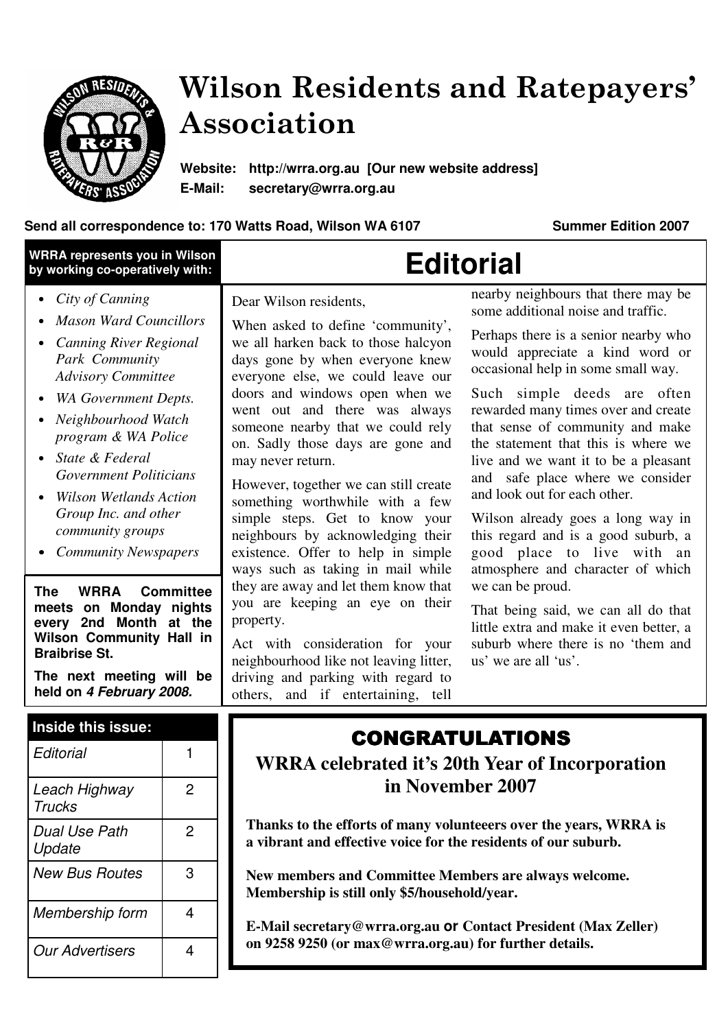# Wilson Residents and Ratepayers' Association

**Website: http://wrra.org.au [Our new website address]**
**E-Mail: secretary@wrra.org.au**

**Send all correspondence to: 170 Watts Road, Wilson WA 6107** **Summer Edition 2007**

**WRRA represents you in Wilson by working co-operatively with:**

- *City of Canning*
- *Mason Ward Councillors*
- *Canning River Regional Park Community Advisory Committee*
- *WA Government Depts.*
- *Neighbourhood Watch program & WA Police*
- *State & Federal Government Politicians*
- *Wilson Wetlands Action Group Inc. and other community groups*
- *Community Newspapers*

**The WRRA Committee meets on Monday nights every 2nd Month at the Wilson Community Hall in Braibrise St.**

**The next meeting will be held on *4 February 2008.***

| Inside this issue: | |
|---|---|
| *Editorial* | 1 |
| *Leach Highway Trucks* | 2 |
| *Dual Use Path Update* | 2 |
| *New Bus Routes* | 3 |
| *Membership form* | 4 |
| *Our Advertisers* | 4 |

## Editorial

Dear Wilson residents,

When asked to define 'community', we all harken back to those halcyon days gone by when everyone knew everyone else, we could leave our doors and windows open when we went out and there was always someone nearby that we could rely on. Sadly those days are gone and may never return.

However, together we can still create something worthwhile with a few simple steps. Get to know your neighbours by acknowledging their existence. Offer to help in simple ways such as taking in mail while they are away and let them know that you are keeping an eye on their property.

Act with consideration for your neighbourhood like not leaving litter, driving and parking with regard to others, and if entertaining, tell nearby neighbours that there may be some additional noise and traffic.

Perhaps there is a senior nearby who would appreciate a kind word or occasional help in some small way.

Such simple deeds are often rewarded many times over and create that sense of community and make the statement that this is where we live and we want it to be a pleasant and safe place where we consider and look out for each other.

Wilson already goes a long way in this regard and is a good suburb, a good place to live with an atmosphere and character of which we can be proud.

That being said, we can all do that little extra and make it even better, a suburb where there is no 'them and us' we are all 'us'.

## CONGRATULATIONS

### WRRA celebrated it's 20th Year of Incorporation in November 2007

**Thanks to the efforts of many volunteeers over the years, WRRA is a vibrant and effective voice for the residents of our suburb.**

**New members and Committee Members are always welcome. Membership is still only $5/household/year.**

**E-Mail secretary@wrra.org.au or Contact President (Max Zeller) on 9258 9250 (or max@wrra.org.au) for further details.**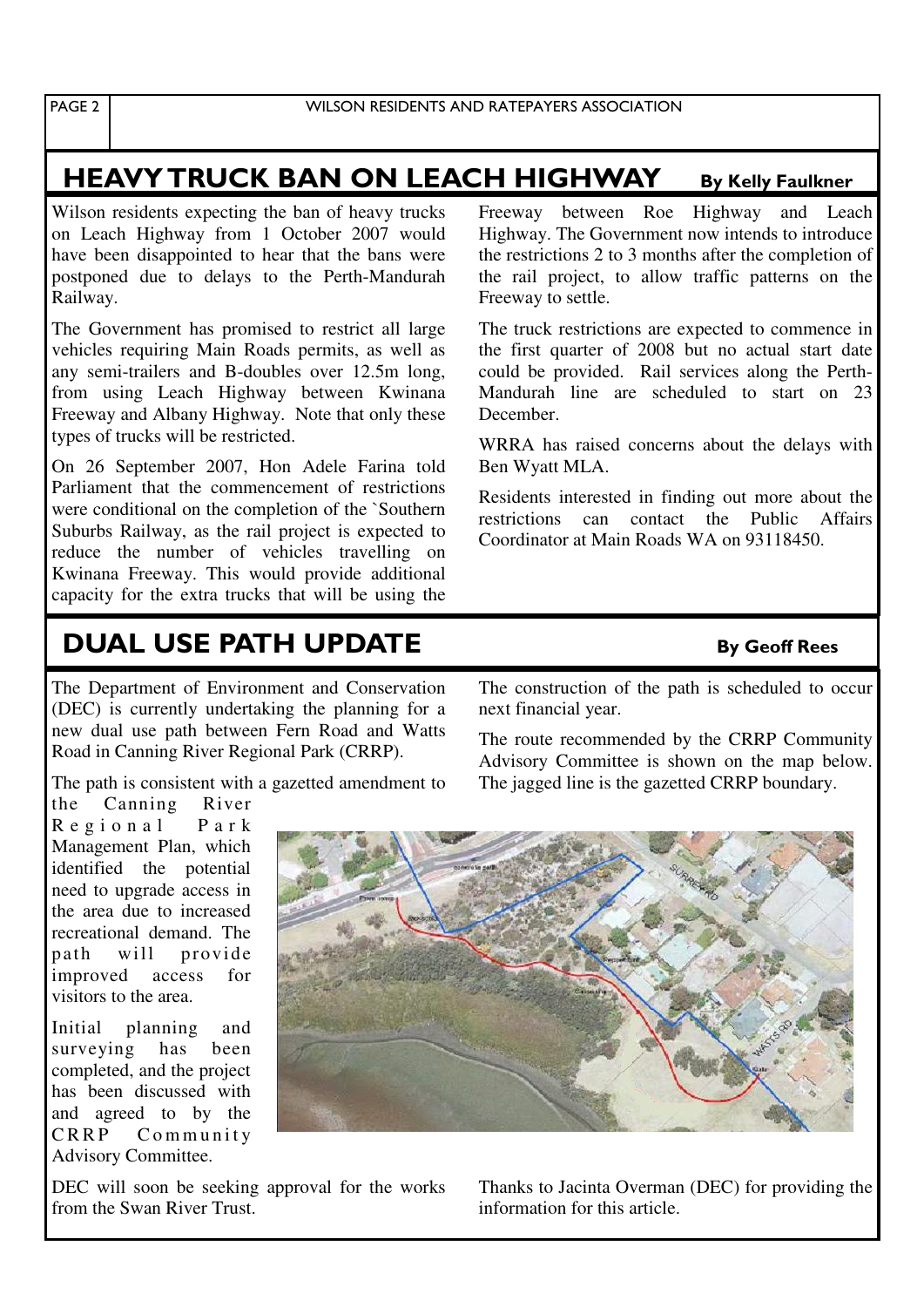## HEAVY TRUCK BAN ON LEACH HIGHWAY

**By Kelly Faulkner**

Wilson residents expecting the ban of heavy trucks on Leach Highway from 1 October 2007 would have been disappointed to hear that the bans were postponed due to delays to the Perth-Mandurah Railway.

The Government has promised to restrict all large vehicles requiring Main Roads permits, as well as any semi-trailers and B-doubles over 12.5m long, from using Leach Highway between Kwinana Freeway and Albany Highway. Note that only these types of trucks will be restricted.

On 26 September 2007, Hon Adele Farina told Parliament that the commencement of restrictions were conditional on the completion of the `Southern Suburbs Railway, as the rail project is expected to reduce the number of vehicles travelling on Kwinana Freeway. This would provide additional capacity for the extra trucks that will be using the Freeway between Roe Highway and Leach Highway. The Government now intends to introduce the restrictions 2 to 3 months after the completion of the rail project, to allow traffic patterns on the Freeway to settle.

The truck restrictions are expected to commence in the first quarter of 2008 but no actual start date could be provided. Rail services along the Perth-Mandurah line are scheduled to start on 23 December.

WRRA has raised concerns about the delays with Ben Wyatt MLA.

Residents interested in finding out more about the restrictions can contact the Public Affairs Coordinator at Main Roads WA on 93118450.

## DUAL USE PATH UPDATE

**By Geoff Rees**

The Department of Environment and Conservation (DEC) is currently undertaking the planning for a new dual use path between Fern Road and Watts Road in Canning River Regional Park (CRRP).

The path is consistent with a gazetted amendment to the Canning River Regional Park Management Plan, which identified the potential need to upgrade access in the area due to increased recreational demand. The path will provide improved access for visitors to the area.

Initial planning and surveying has been completed, and the project has been discussed with and agreed to by the CRRP Community Advisory Committee.

DEC will soon be seeking approval for the works from the Swan River Trust.

The construction of the path is scheduled to occur next financial year.

The route recommended by the CRRP Community Advisory Committee is shown on the map below. The jagged line is the gazetted CRRP boundary.

Thanks to Jacinta Overman (DEC) for providing the information for this article.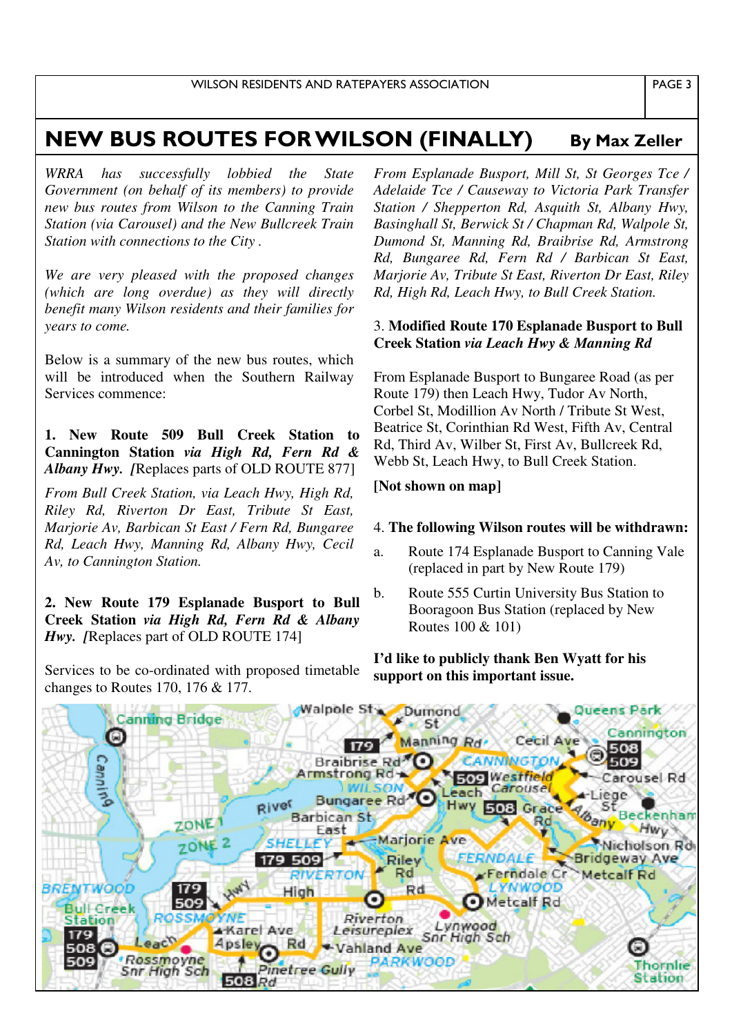# NEW BUS ROUTES FOR WILSON (FINALLY)

**By Max Zeller**

*WRRA has successfully lobbied the State Government (on behalf of its members) to provide new bus routes from Wilson to the Canning Train Station (via Carousel) and the New Bullcreek Train Station with connections to the City .*

*We are very pleased with the proposed changes (which are long overdue) as they will directly benefit many Wilson residents and their families for years to come.*

Below is a summary of the new bus routes, which will be introduced when the Southern Railway Services commence:

**1. New Route 509 Bull Creek Station to Cannington Station *via High Rd, Fern Rd & Albany Hwy. [*Replaces parts of OLD ROUTE 877]**

*From Bull Creek Station, via Leach Hwy, High Rd, Riley Rd, Riverton Dr East, Tribute St East, Marjorie Av, Barbican St East / Fern Rd, Bungaree Rd, Leach Hwy, Manning Rd, Albany Hwy, Cecil Av, to Cannington Station.*

**2. New Route 179 Esplanade Busport to Bull Creek Station *via High Rd, Fern Rd & Albany Hwy. [*Replaces part of OLD ROUTE 174]**

Services to be co-ordinated with proposed timetable changes to Routes 170, 176 & 177.

*From Esplanade Busport, Mill St, St Georges Tce / Adelaide Tce / Causeway to Victoria Park Transfer Station / Shepperton Rd, Asquith St, Albany Hwy, Basinghall St, Berwick St / Chapman Rd, Walpole St, Dumond St, Manning Rd, Braibrise Rd, Armstrong Rd, Bungaree Rd, Fern Rd / Barbican St East, Marjorie Av, Tribute St East, Riverton Dr East, Riley Rd, High Rd, Leach Hwy, to Bull Creek Station.*

**3. Modified Route 170 Esplanade Busport to Bull Creek Station *via Leach Hwy & Manning Rd***

From Esplanade Busport to Bungaree Road (as per Route 179) then Leach Hwy, Tudor Av North, Corbel St, Modillion Av North / Tribute St West, Beatrice St, Corinthian Rd West, Fifth Av, Central Rd, Third Av, Wilber St, First Av, Bullcreek Rd, Webb St, Leach Hwy, to Bull Creek Station.

**[Not shown on map]**

4. **The following Wilson routes will be withdrawn:**

a. Route 174 Esplanade Busport to Canning Vale (replaced in part by New Route 179)

b. Route 555 Curtin University Bus Station to Booragoon Bus Station (replaced by New Routes 100 & 101)

**I'd like to publicly thank Ben Wyatt for his support on this important issue.**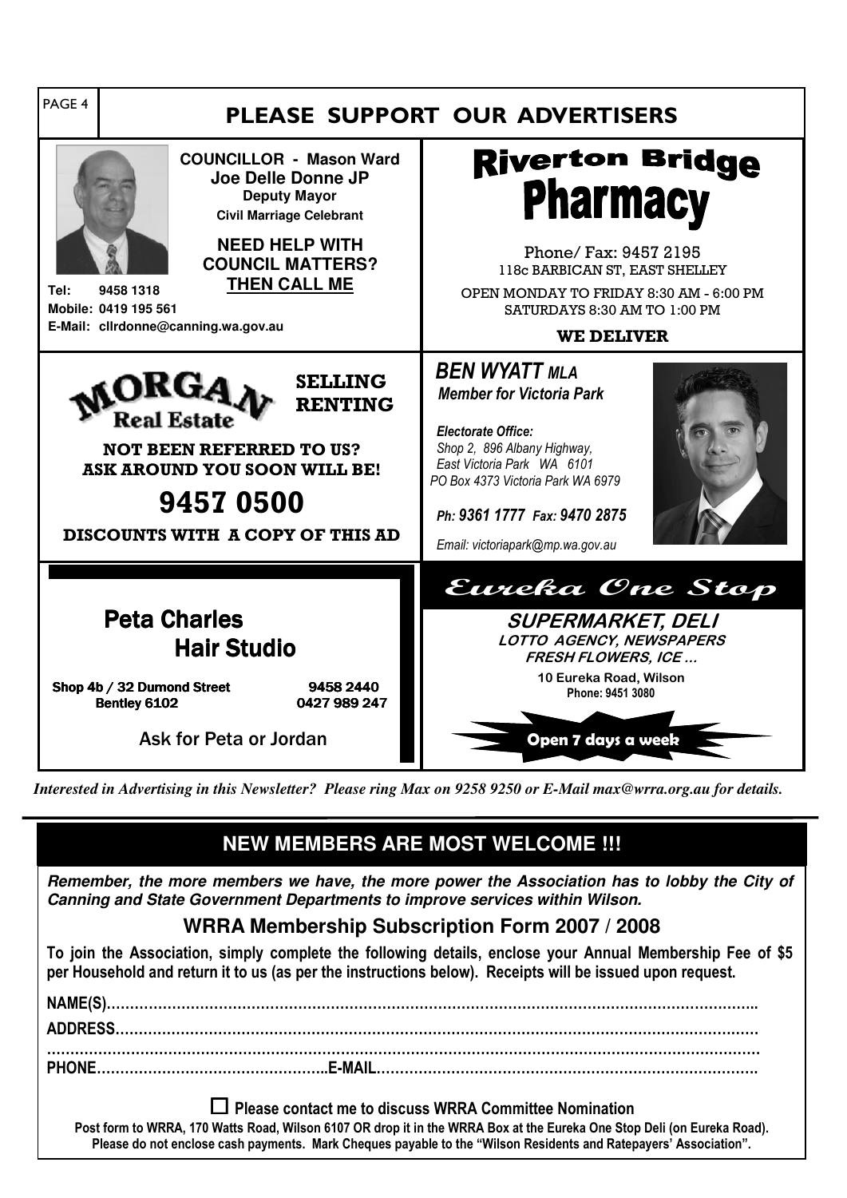## PLEASE SUPPORT OUR ADVERTISERS

**COUNCILLOR - Mason Ward**
**Joe Delle Donne JP**
**Deputy Mayor**
**Civil Marriage Celebrant**

**NEED HELP WITH COUNCIL MATTERS? THEN CALL ME**

Tel: 9458 1318
Mobile: 0419 195 561
E-Mail: cllrdonne@canning.wa.gov.au

---

**Riverton Bridge Pharmacy**

Phone/ Fax: 9457 2195
118c BARBICAN ST, EAST SHELLEY

OPEN MONDAY TO FRIDAY 8:30 AM - 6:00 PM
SATURDAYS 8:30 AM TO 1:00 PM

**WE DELIVER**

---

**MORGAN Real Estate**

**SELLING**
**RENTING**

**NOT BEEN REFERRED TO US? ASK AROUND YOU SOON WILL BE!**

**9457 0500**

**DISCOUNTS WITH A COPY OF THIS AD**

---

***BEN WYATT MLA***
***Member for Victoria Park***

*Electorate Office:*
*Shop 2, 896 Albany Highway,*
*East Victoria Park WA 6101*
*PO Box 4373 Victoria Park WA 6979*

*Ph: 9361 1777 Fax: 9470 2875*

*Email: victoriapark@mp.wa.gov.au*

---

**Peta Charles Hair Studio**

Shop 4b / 32 Dumond Street
Bentley 6102

9458 2440
0427 989 247

Ask for Peta or Jordan

---

***Eureka One Stop***

**SUPERMARKET, DELI**
**LOTTO AGENCY, NEWSPAPERS**
**FRESH FLOWERS, ICE ...**

10 Eureka Road, Wilson
Phone: 9451 3080

**Open 7 days a week**

---

*Interested in Advertising in this Newsletter? Please ring Max on 9258 9250 or E-Mail max@wrra.org.au for details.*

## NEW MEMBERS ARE MOST WELCOME !!!

***Remember, the more members we have, the more power the Association has to lobby the City of Canning and State Government Departments to improve services within Wilson.***

### WRRA Membership Subscription Form 2007 / 2008

**To join the Association, simply complete the following details, enclose your Annual Membership Fee of $5 per Household and return it to us (as per the instructions below). Receipts will be issued upon request.**

**NAME(S)………………………………………………………………………………………………………………**

**ADDRESS………………………………………………………………………………………………………………**

**………………………………………………………………………………………………………………………**

**PHONE………………………………………..E-MAIL……………………………………………………………….**

☐ **Please contact me to discuss WRRA Committee Nomination**

**Post form to WRRA, 170 Watts Road, Wilson 6107 OR drop it in the WRRA Box at the Eureka One Stop Deli (on Eureka Road). Please do not enclose cash payments. Mark Cheques payable to the "Wilson Residents and Ratepayers' Association".**